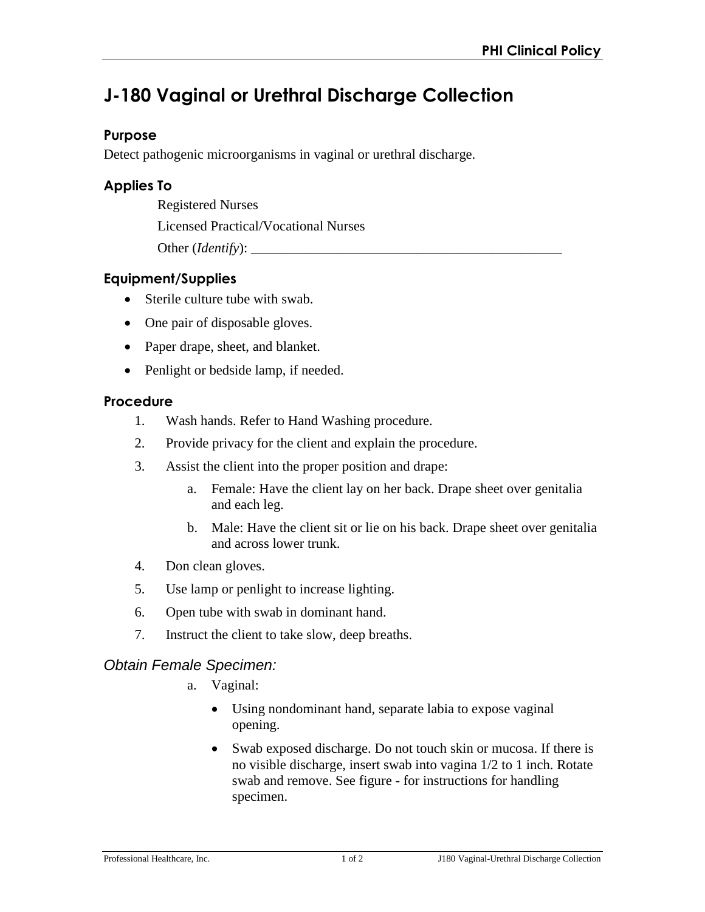# J-180 Vaginal or Urethral Discharge Collection

## Purpose

Detect pathogenic microorganisms in vaginal or urethral discharge.

## Applies To

Registered Nurses

Licensed Practical/Vocational Nurses

Other (*Identify*): _______________________________________________

## Equipment/Supplies

- Sterile culture tube with swab.
- One pair of disposable gloves.
- Paper drape, sheet, and blanket.
- Penlight or bedside lamp, if needed.

## Procedure

1. Wash hands. Refer to Hand Washing procedure.
2. Provide privacy for the client and explain the procedure.
3. Assist the client into the proper position and drape:
   a. Female: Have the client lay on her back. Drape sheet over genitalia and each leg.
   b. Male: Have the client sit or lie on his back. Drape sheet over genitalia and across lower trunk.
4. Don clean gloves.
5. Use lamp or penlight to increase lighting.
6. Open tube with swab in dominant hand.
7. Instruct the client to take slow, deep breaths.

### *Obtain Female Specimen:*

a. Vaginal:
   - Using nondominant hand, separate labia to expose vaginal opening.
   - Swab exposed discharge. Do not touch skin or mucosa. If there is no visible discharge, insert swab into vagina 1/2 to 1 inch. Rotate swab and remove. See figure - for instructions for handling specimen.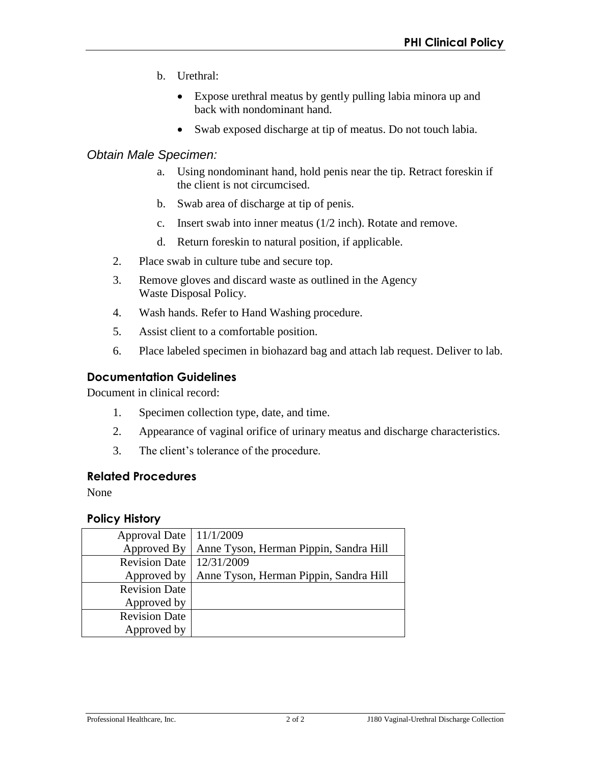b. Urethral:

   - Expose urethral meatus by gently pulling labia minora up and back with nondominant hand.
   - Swab exposed discharge at tip of meatus. Do not touch labia.

*Obtain Male Specimen:*

a. Using nondominant hand, hold penis near the tip. Retract foreskin if the client is not circumcised.

b. Swab area of discharge at tip of penis.

c. Insert swab into inner meatus (1/2 inch). Rotate and remove.

d. Return foreskin to natural position, if applicable.

2. Place swab in culture tube and secure top.
3. Remove gloves and discard waste as outlined in the Agency Waste Disposal Policy.
4. Wash hands. Refer to Hand Washing procedure.
5. Assist client to a comfortable position.
6. Place labeled specimen in biohazard bag and attach lab request. Deliver to lab.

## Documentation Guidelines

Document in clinical record:

1. Specimen collection type, date, and time.
2. Appearance of vaginal orifice of urinary meatus and discharge characteristics.
3. The client's tolerance of the procedure.

## Related Procedures

None

## Policy History

| | |
|---|---|
| Approval Date | 11/1/2009 |
| Approved By | Anne Tyson, Herman Pippin, Sandra Hill |
| Revision Date | 12/31/2009 |
| Approved by | Anne Tyson, Herman Pippin, Sandra Hill |
| Revision Date | |
| Approved by | |
| Revision Date | |
| Approved by | |